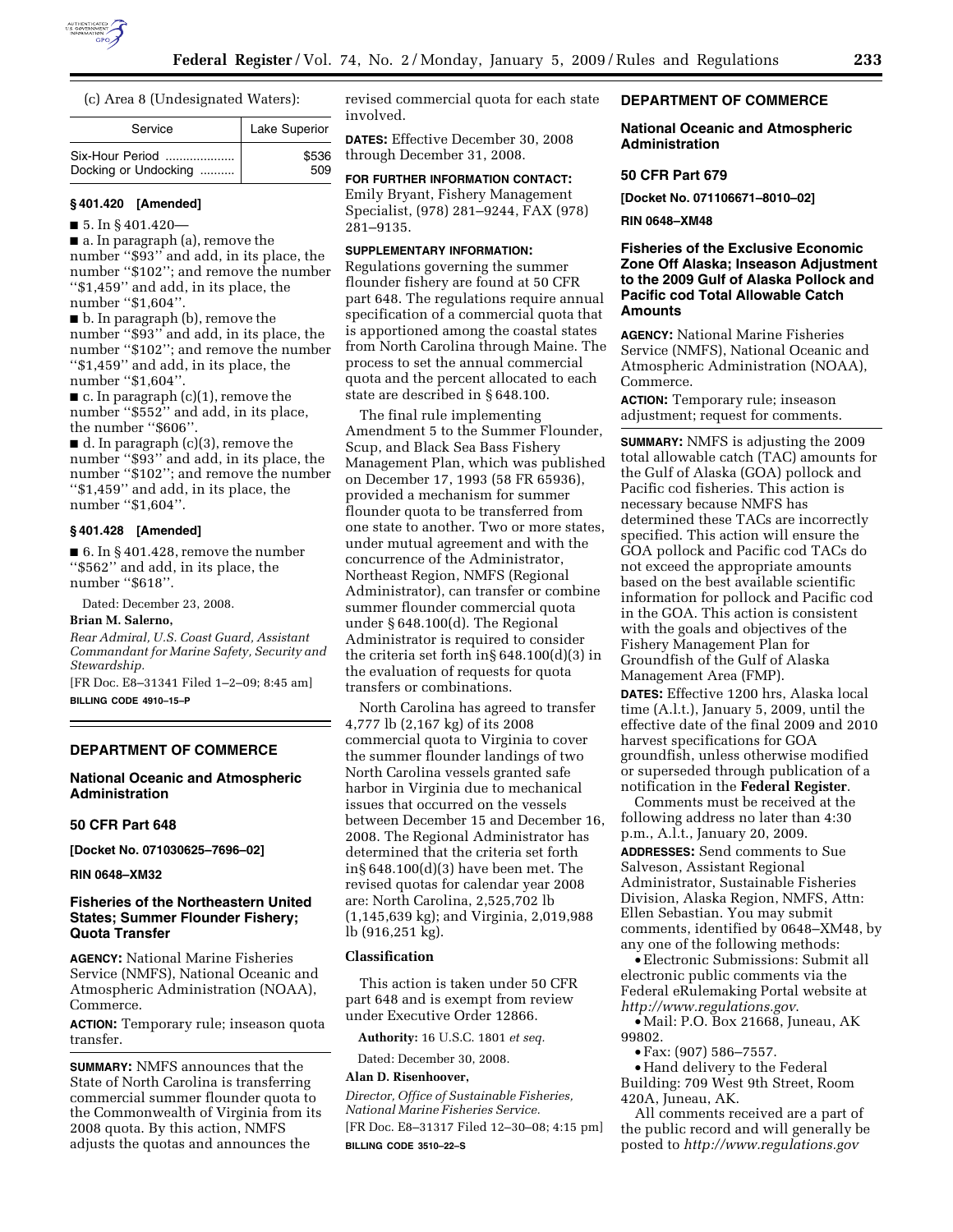(c) Area 8 (Undesignated Waters):

| Service | Lake Superior |
|---|---|
| Six-Hour Period .................... | $536 |
| Docking or Undocking .......... | 509 |

### § 401.420 [Amended]

■ 5. In § 401.420—

■ a. In paragraph (a), remove the number "$93" and add, in its place, the number "$102"; and remove the number "$1,459" and add, in its place, the number "$1,604".

■ b. In paragraph (b), remove the number "$93" and add, in its place, the number "$102"; and remove the number "$1,459" and add, in its place, the number "$1,604".

■ c. In paragraph (c)(1), remove the number "$552" and add, in its place, the number "$606".

■ d. In paragraph (c)(3), remove the number "$93" and add, in its place, the number "$102"; and remove the number "$1,459" and add, in its place, the number "$1,604".

### § 401.428 [Amended]

■ 6. In § 401.428, remove the number "$562" and add, in its place, the number "$618".

Dated: December 23, 2008.

**Brian M. Salerno,**

*Rear Admiral, U.S. Coast Guard, Assistant Commandant for Marine Safety, Security and Stewardship.*

[FR Doc. E8–31341 Filed 1–2–09; 8:45 am]

**BILLING CODE 4910–15–P**

---

## DEPARTMENT OF COMMERCE

### National Oceanic and Atmospheric Administration

### 50 CFR Part 648

**[Docket No. 071030625–7696–02]**

**RIN 0648–XM32**

### Fisheries of the Northeastern United States; Summer Flounder Fishery; Quota Transfer

**AGENCY:** National Marine Fisheries Service (NMFS), National Oceanic and Atmospheric Administration (NOAA), Commerce.

**ACTION:** Temporary rule; inseason quota transfer.

**SUMMARY:** NMFS announces that the State of North Carolina is transferring commercial summer flounder quota to the Commonwealth of Virginia from its 2008 quota. By this action, NMFS adjusts the quotas and announces the revised commercial quota for each state involved.

**DATES:** Effective December 30, 2008 through December 31, 2008.

**FOR FURTHER INFORMATION CONTACT:** Emily Bryant, Fishery Management Specialist, (978) 281–9244, FAX (978) 281–9135.

**SUPPLEMENTARY INFORMATION:** Regulations governing the summer flounder fishery are found at 50 CFR part 648. The regulations require annual specification of a commercial quota that is apportioned among the coastal states from North Carolina through Maine. The process to set the annual commercial quota and the percent allocated to each state are described in § 648.100.

The final rule implementing Amendment 5 to the Summer Flounder, Scup, and Black Sea Bass Fishery Management Plan, which was published on December 17, 1993 (58 FR 65936), provided a mechanism for summer flounder quota to be transferred from one state to another. Two or more states, under mutual agreement and with the concurrence of the Administrator, Northeast Region, NMFS (Regional Administrator), can transfer or combine summer flounder commercial quota under § 648.100(d). The Regional Administrator is required to consider the criteria set forth in§ 648.100(d)(3) in the evaluation of requests for quota transfers or combinations.

North Carolina has agreed to transfer 4,777 lb (2,167 kg) of its 2008 commercial quota to Virginia to cover the summer flounder landings of two North Carolina vessels granted safe harbor in Virginia due to mechanical issues that occurred on the vessels between December 15 and December 16, 2008. The Regional Administrator has determined that the criteria set forth in§ 648.100(d)(3) have been met. The revised quotas for calendar year 2008 are: North Carolina, 2,525,702 lb (1,145,639 kg); and Virginia, 2,019,988 lb (916,251 kg).

#### Classification

This action is taken under 50 CFR part 648 and is exempt from review under Executive Order 12866.

**Authority:** 16 U.S.C. 1801 *et seq.*

Dated: December 30, 2008.

**Alan D. Risenhoover,**

*Director, Office of Sustainable Fisheries, National Marine Fisheries Service.*

[FR Doc. E8–31317 Filed 12–30–08; 4:15 pm]

**BILLING CODE 3510–22–S**

---

## DEPARTMENT OF COMMERCE

### National Oceanic and Atmospheric Administration

### 50 CFR Part 679

**[Docket No. 071106671–8010–02]**

**RIN 0648–XM48**

### Fisheries of the Exclusive Economic Zone Off Alaska; Inseason Adjustment to the 2009 Gulf of Alaska Pollock and Pacific cod Total Allowable Catch Amounts

**AGENCY:** National Marine Fisheries Service (NMFS), National Oceanic and Atmospheric Administration (NOAA), Commerce.

**ACTION:** Temporary rule; inseason adjustment; request for comments.

**SUMMARY:** NMFS is adjusting the 2009 total allowable catch (TAC) amounts for the Gulf of Alaska (GOA) pollock and Pacific cod fisheries. This action is necessary because NMFS has determined these TACs are incorrectly specified. This action will ensure the GOA pollock and Pacific cod TACs do not exceed the appropriate amounts based on the best available scientific information for pollock and Pacific cod in the GOA. This action is consistent with the goals and objectives of the Fishery Management Plan for Groundfish of the Gulf of Alaska Management Area (FMP).

**DATES:** Effective 1200 hrs, Alaska local time (A.l.t.), January 5, 2009, until the effective date of the final 2009 and 2010 harvest specifications for GOA groundfish, unless otherwise modified or superseded through publication of a notification in the **Federal Register**.

Comments must be received at the following address no later than 4:30 p.m., A.l.t., January 20, 2009.

**ADDRESSES:** Send comments to Sue Salveson, Assistant Regional Administrator, Sustainable Fisheries Division, Alaska Region, NMFS, Attn: Ellen Sebastian. You may submit comments, identified by 0648–XM48, by any one of the following methods:

- Electronic Submissions: Submit all electronic public comments via the Federal eRulemaking Portal website at *http://www.regulations.gov*.
- Mail: P.O. Box 21668, Juneau, AK 99802.
- Fax: (907) 586–7557.
- Hand delivery to the Federal Building: 709 West 9th Street, Room 420A, Juneau, AK.

All comments received are a part of the public record and will generally be posted to *http://www.regulations.gov*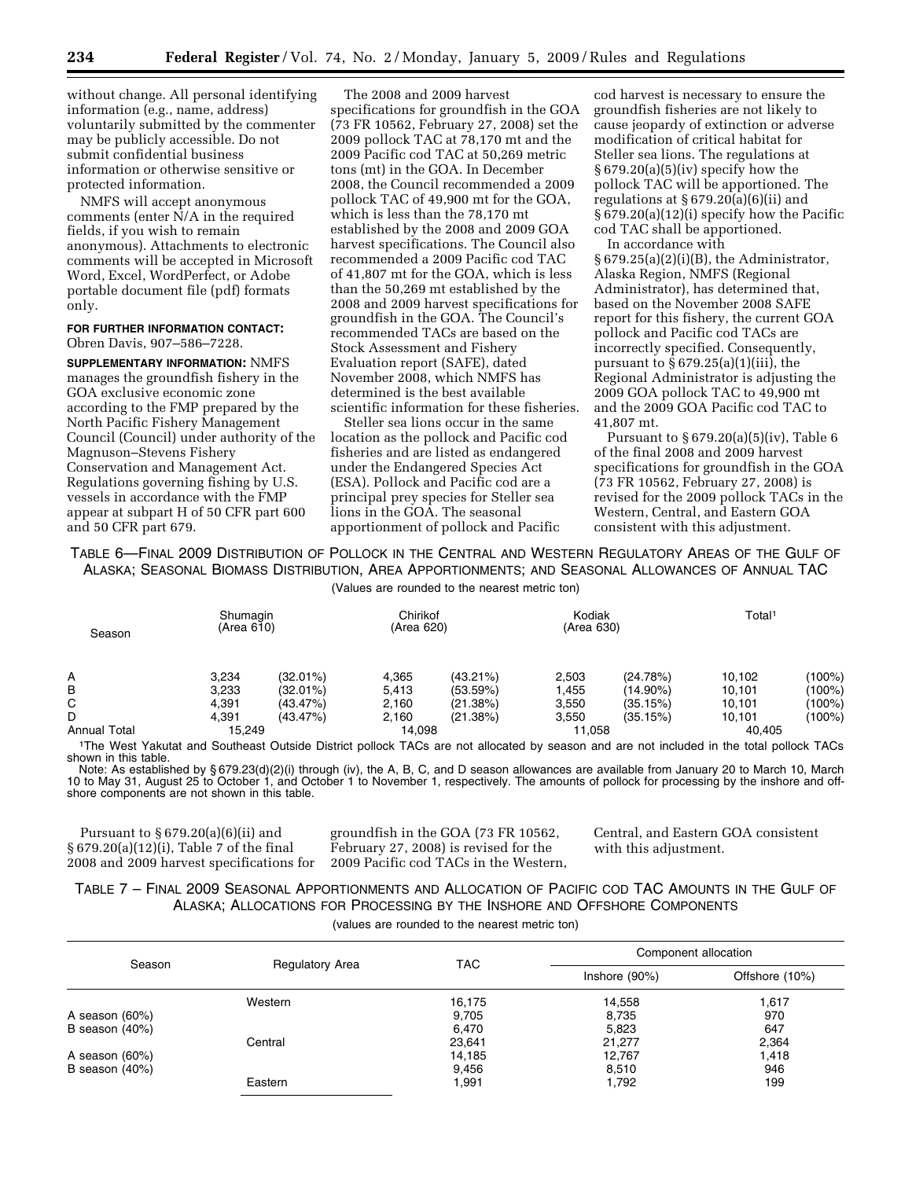without change. All personal identifying information (e.g., name, address) voluntarily submitted by the commenter may be publicly accessible. Do not submit confidential business information or otherwise sensitive or protected information.

NMFS will accept anonymous comments (enter N/A in the required fields, if you wish to remain anonymous). Attachments to electronic comments will be accepted in Microsoft Word, Excel, WordPerfect, or Adobe portable document file (pdf) formats only.

**FOR FURTHER INFORMATION CONTACT:** Obren Davis, 907–586–7228.

**SUPPLEMENTARY INFORMATION:** NMFS manages the groundfish fishery in the GOA exclusive economic zone according to the FMP prepared by the North Pacific Fishery Management Council (Council) under authority of the Magnuson–Stevens Fishery Conservation and Management Act. Regulations governing fishing by U.S. vessels in accordance with the FMP appear at subpart H of 50 CFR part 600 and 50 CFR part 679.

The 2008 and 2009 harvest specifications for groundfish in the GOA (73 FR 10562, February 27, 2008) set the 2009 pollock TAC at 78,170 mt and the 2009 Pacific cod TAC at 50,269 metric tons (mt) in the GOA. In December 2008, the Council recommended a 2009 pollock TAC of 49,900 mt for the GOA, which is less than the 78,170 mt established by the 2008 and 2009 GOA harvest specifications. The Council also recommended a 2009 Pacific cod TAC of 41,807 mt for the GOA, which is less than the 50,269 mt established by the 2008 and 2009 harvest specifications for groundfish in the GOA. The Council's recommended TACs are based on the Stock Assessment and Fishery Evaluation report (SAFE), dated November 2008, which NMFS has determined is the best available scientific information for these fisheries.

Steller sea lions occur in the same location as the pollock and Pacific cod fisheries and are listed as endangered under the Endangered Species Act (ESA). Pollock and Pacific cod are a principal prey species for Steller sea lions in the GOA. The seasonal apportionment of pollock and Pacific cod harvest is necessary to ensure the groundfish fisheries are not likely to cause jeopardy of extinction or adverse modification of critical habitat for Steller sea lions. The regulations at § 679.20(a)(5)(iv) specify how the pollock TAC will be apportioned. The regulations at § 679.20(a)(6)(ii) and § 679.20(a)(12)(i) specify how the Pacific cod TAC shall be apportioned.

In accordance with § 679.25(a)(2)(i)(B), the Administrator, Alaska Region, NMFS (Regional Administrator), has determined that, based on the November 2008 SAFE report for this fishery, the current GOA pollock and Pacific cod TACs are incorrectly specified. Consequently, pursuant to § 679.25(a)(1)(iii), the Regional Administrator is adjusting the 2009 GOA pollock TAC to 49,900 mt and the 2009 GOA Pacific cod TAC to 41,807 mt.

Pursuant to § 679.20(a)(5)(iv), Table 6 of the final 2008 and 2009 harvest specifications for groundfish in the GOA (73 FR 10562, February 27, 2008) is revised for the 2009 pollock TACs in the Western, Central, and Eastern GOA consistent with this adjustment.

TABLE 6—FINAL 2009 DISTRIBUTION OF POLLOCK IN THE CENTRAL AND WESTERN REGULATORY AREAS OF THE GULF OF ALASKA; SEASONAL BIOMASS DISTRIBUTION, AREA APPORTIONMENTS; AND SEASONAL ALLOWANCES OF ANNUAL TAC

(Values are rounded to the nearest metric ton)

| Season | Shumagin (Area 610) | | Chirikof (Area 620) | | Kodiak (Area 630) | | Total[1] | |
|---|---|---|---|---|---|---|---|---|
| A | 3,234 | (32.01%) | 4,365 | (43.21%) | 2,503 | (24.78%) | 10,102 | (100%) |
| B | 3,233 | (32.01%) | 5,413 | (53.59%) | 1,455 | (14.90%) | 10,101 | (100%) |
| C | 4,391 | (43.47%) | 2,160 | (21.38%) | 3,550 | (35.15%) | 10,101 | (100%) |
| D | 4,391 | (43.47%) | 2,160 | (21.38%) | 3,550 | (35.15%) | 10,101 | (100%) |
| Annual Total | 15,249 | | 14,098 | | 11,058 | | 40,405 | |

[1]The West Yakutat and Southeast Outside District pollock TACs are not allocated by season and are not included in the total pollock TACs shown in this table.

Note: As established by § 679.23(d)(2)(i) through (iv), the A, B, C, and D season allowances are available from January 20 to March 10, March 10 to May 31, August 25 to October 1, and October 1 to November 1, respectively. The amounts of pollock for processing by the inshore and offshore components are not shown in this table.

Pursuant to § 679.20(a)(6)(ii) and § 679.20(a)(12)(i), Table 7 of the final 2008 and 2009 harvest specifications for groundfish in the GOA (73 FR 10562, February 27, 2008) is revised for the 2009 Pacific cod TACs in the Western, Central, and Eastern GOA consistent with this adjustment.

TABLE 7 – FINAL 2009 SEASONAL APPORTIONMENTS AND ALLOCATION OF PACIFIC COD TAC AMOUNTS IN THE GULF OF ALASKA; ALLOCATIONS FOR PROCESSING BY THE INSHORE AND OFFSHORE COMPONENTS

(values are rounded to the nearest metric ton)

| Season | Regulatory Area | TAC | Component allocation | |
|---|---|---|---|---|
| | | | Inshore (90%) | Offshore (10%) |
| | Western | 16,175 | 14,558 | 1,617 |
| A season (60%) | | 9,705 | 8,735 | 970 |
| B season (40%) | | 6,470 | 5,823 | 647 |
| | Central | 23,641 | 21,277 | 2,364 |
| A season (60%) | | 14,185 | 12,767 | 1,418 |
| B season (40%) | | 9,456 | 8,510 | 946 |
| | Eastern | 1,991 | 1,792 | 199 |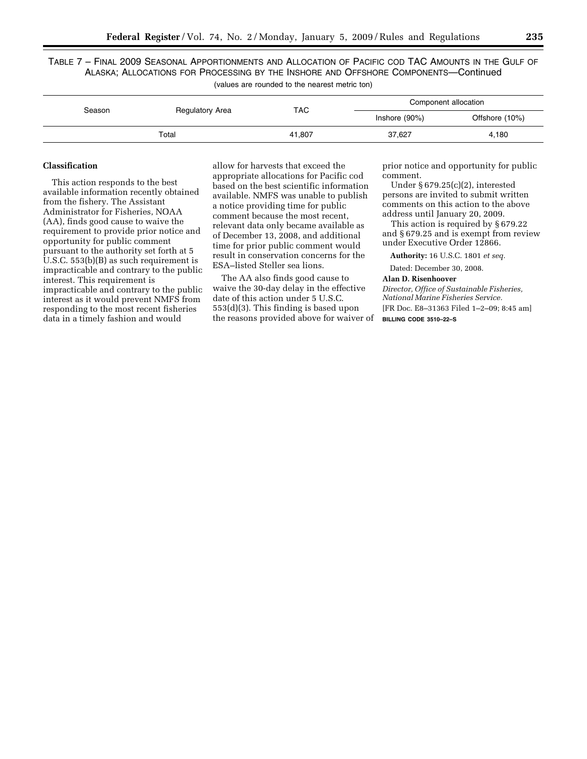TABLE 7 – FINAL 2009 SEASONAL APPORTIONMENTS AND ALLOCATION OF PACIFIC COD TAC AMOUNTS IN THE GULF OF ALASKA; ALLOCATIONS FOR PROCESSING BY THE INSHORE AND OFFSHORE COMPONENTS—Continued

(values are rounded to the nearest metric ton)

| Season | Regulatory Area | TAC | Component allocation | |
|---|---|---|---|---|
| | | | Inshore (90%) | Offshore (10%) |
| Total | | 41,807 | 37,627 | 4,180 |

### Classification

This action responds to the best available information recently obtained from the fishery. The Assistant Administrator for Fisheries, NOAA (AA), finds good cause to waive the requirement to provide prior notice and opportunity for public comment pursuant to the authority set forth at 5 U.S.C. 553(b)(B) as such requirement is impracticable and contrary to the public interest. This requirement is impracticable and contrary to the public interest as it would prevent NMFS from responding to the most recent fisheries data in a timely fashion and would allow for harvests that exceed the appropriate allocations for Pacific cod based on the best scientific information available. NMFS was unable to publish a notice providing time for public comment because the most recent, relevant data only became available as of December 13, 2008, and additional time for prior public comment would result in conservation concerns for the ESA–listed Steller sea lions.

The AA also finds good cause to waive the 30-day delay in the effective date of this action under 5 U.S.C. 553(d)(3). This finding is based upon the reasons provided above for waiver of prior notice and opportunity for public comment.

Under § 679.25(c)(2), interested persons are invited to submit written comments on this action to the above address until January 20, 2009.

This action is required by § 679.22 and § 679.25 and is exempt from review under Executive Order 12866.

**Authority:** 16 U.S.C. 1801 *et seq.*

Dated: December 30, 2008.

**Alan D. Risenhoover**

*Director, Office of Sustainable Fisheries, National Marine Fisheries Service.*

[FR Doc. E8–31363 Filed 1–2–09; 8:45 am]

**BILLING CODE 3510–22–S**